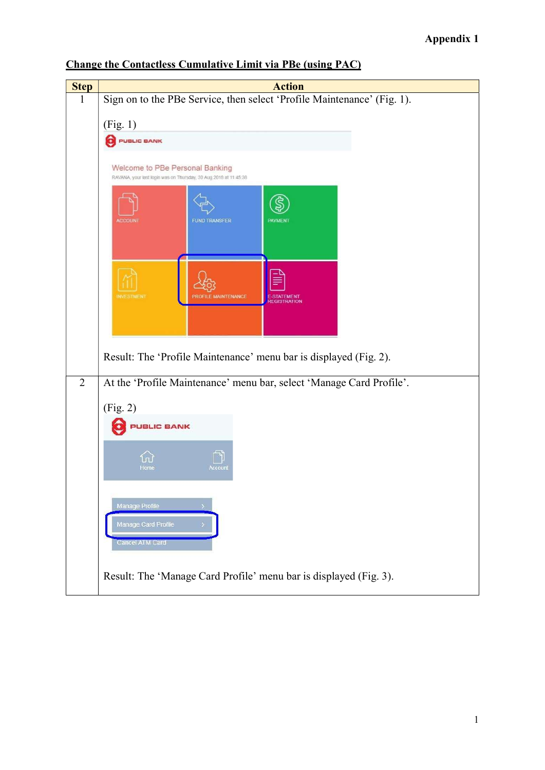Appendix 1

## Change the Contactless Cumulative Limit via PBe (using PAC)

| Step | Action |
|---|---|
| 1 | Sign on to the PBe Service, then select 'Profile Maintenance' (Fig. 1).<br><br>(Fig. 1)<br><br>Result: The 'Profile Maintenance' menu bar is displayed (Fig. 2). |
| 2 | At the 'Profile Maintenance' menu bar, select 'Manage Card Profile'.<br><br>(Fig. 2)<br><br>Result: The 'Manage Card Profile' menu bar is displayed (Fig. 3). |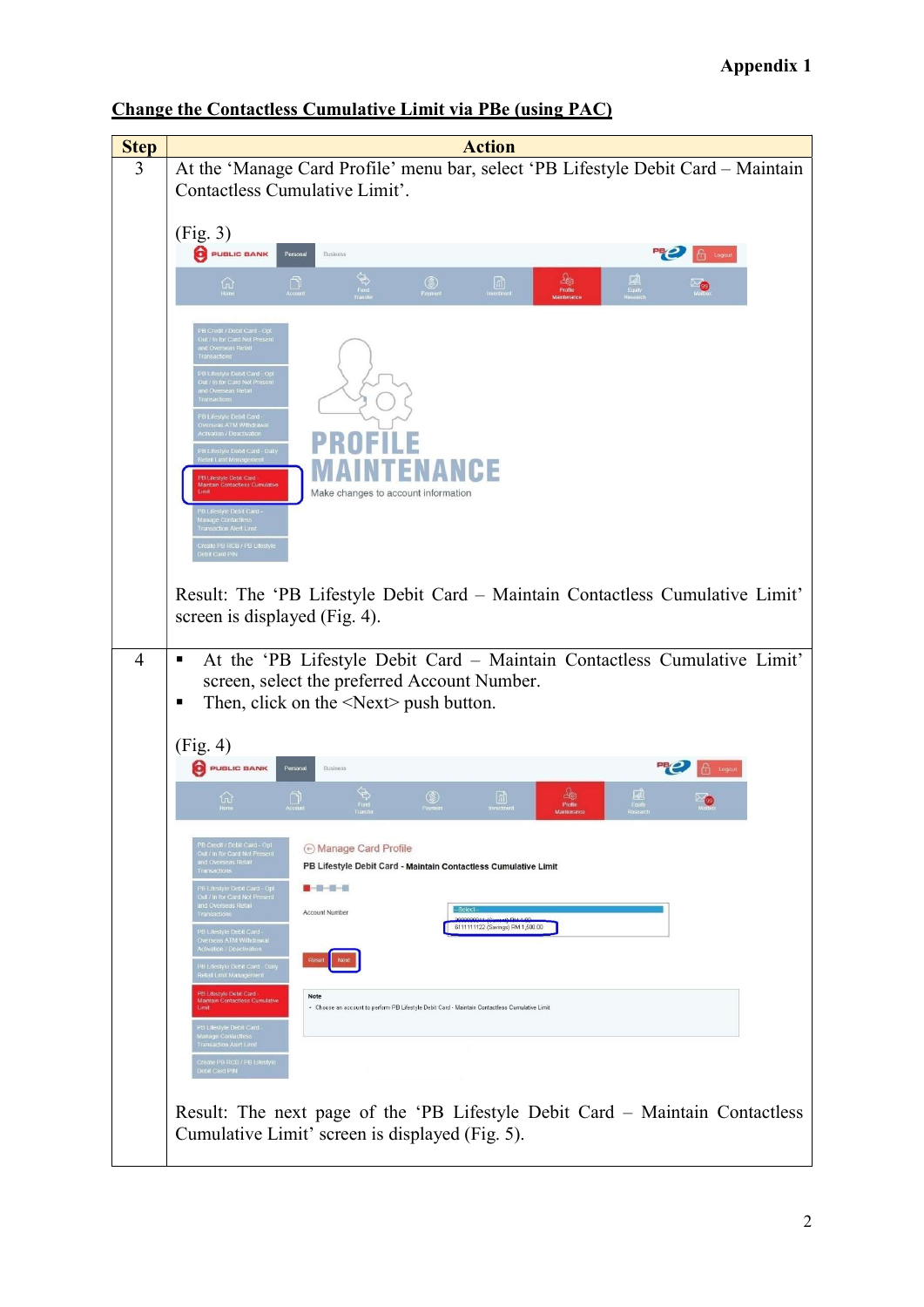Appendix 1

**Change the Contactless Cumulative Limit via PBe (using PAC)**

| Step | Action |
|---|---|
| 3 | At the 'Manage Card Profile' menu bar, select 'PB Lifestyle Debit Card – Maintain Contactless Cumulative Limit'.<br><br>(Fig. 3)<br><br>Result: The 'PB Lifestyle Debit Card – Maintain Contactless Cumulative Limit' screen is displayed (Fig. 4). |
| 4 | ▪ At the 'PB Lifestyle Debit Card – Maintain Contactless Cumulative Limit' screen, select the preferred Account Number.<br>▪ Then, click on the <Next> push button.<br><br>(Fig. 4)<br><br>Result: The next page of the 'PB Lifestyle Debit Card – Maintain Contactless Cumulative Limit' screen is displayed (Fig. 5). |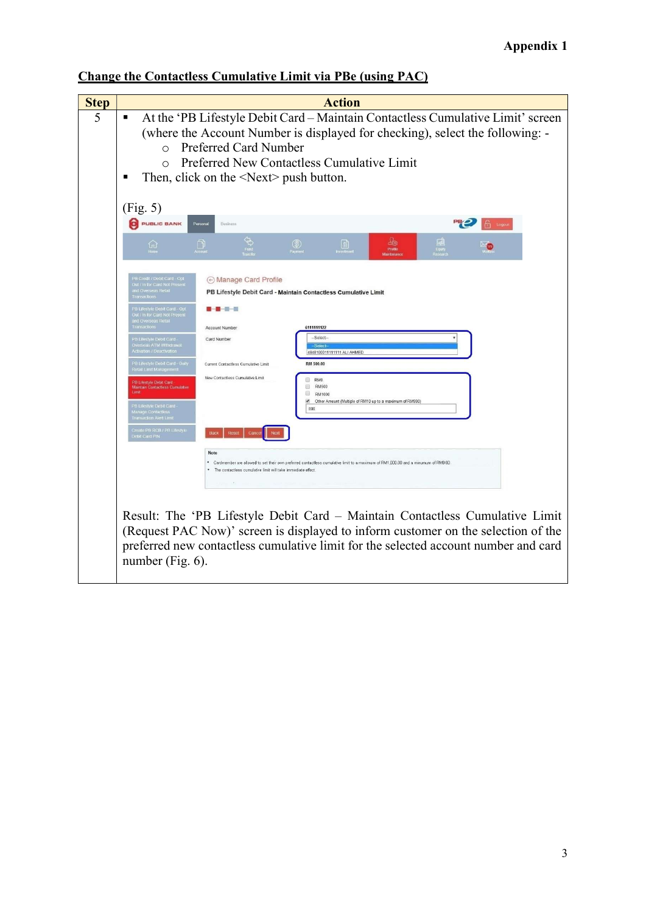Appendix 1

## Change the Contactless Cumulative Limit via PBe (using PAC)

| Step | Action |
|---|---|
| 5 | ▪ At the 'PB Lifestyle Debit Card – Maintain Contactless Cumulative Limit' screen (where the Account Number is displayed for checking), select the following: -<br>  ○ Preferred Card Number<br>  ○ Preferred New Contactless Cumulative Limit<br>▪ Then, click on the <Next> push button.<br><br>(Fig. 5)<br><br>Result: The 'PB Lifestyle Debit Card – Maintain Contactless Cumulative Limit (Request PAC Now)' screen is displayed to inform customer on the selection of the preferred new contactless cumulative limit for the selected account number and card number (Fig. 6). |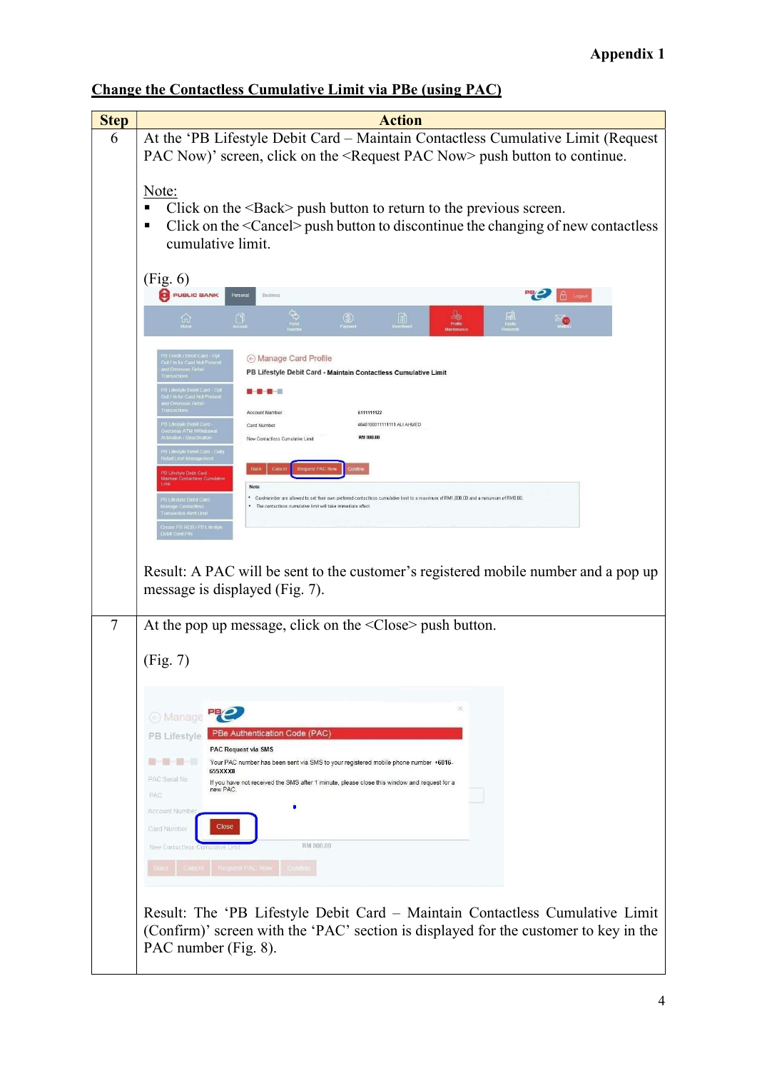**Appendix 1**

## Change the Contactless Cumulative Limit via PBe (using PAC)

| Step | Action |
|---|---|
| 6 | At the 'PB Lifestyle Debit Card – Maintain Contactless Cumulative Limit (Request PAC Now)' screen, click on the <Request PAC Now> push button to continue.<br><br>Note:<br>▪ Click on the <Back> push button to return to the previous screen.<br>▪ Click on the <Cancel> push button to discontinue the changing of new contactless cumulative limit.<br><br>(Fig. 6)<br><br>Result: A PAC will be sent to the customer's registered mobile number and a pop up message is displayed (Fig. 7). |
| 7 | At the pop up message, click on the <Close> push button.<br><br>(Fig. 7)<br><br>Result: The 'PB Lifestyle Debit Card – Maintain Contactless Cumulative Limit (Confirm)' screen with the 'PAC' section is displayed for the customer to key in the PAC number (Fig. 8). |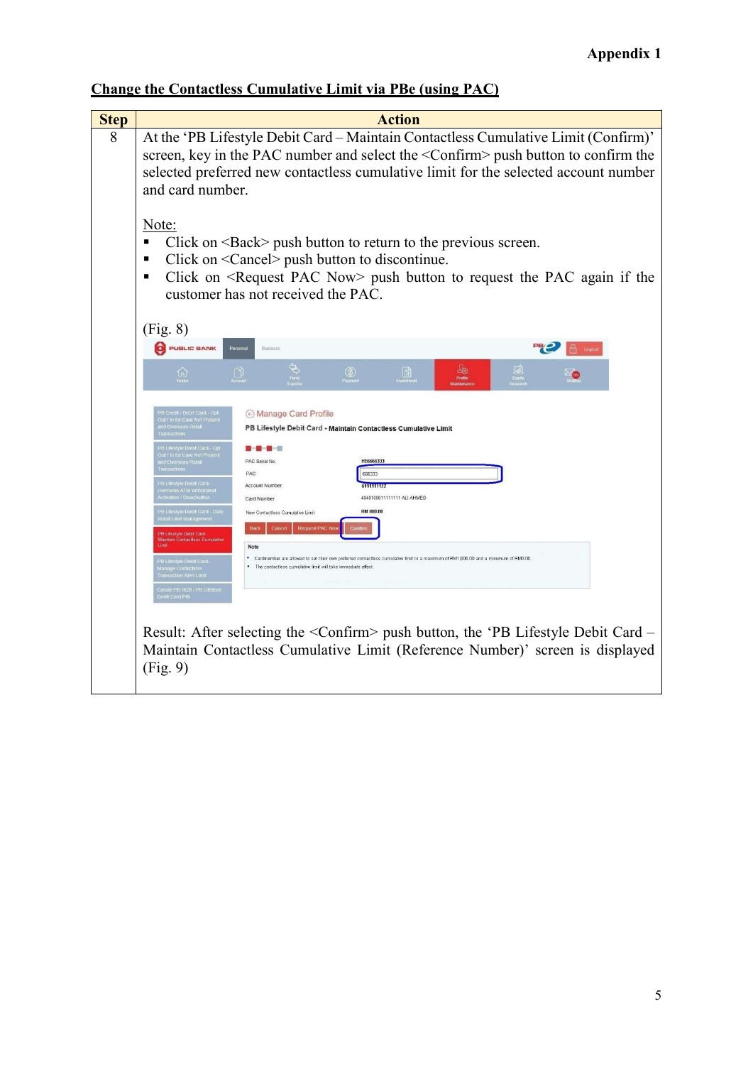Appendix 1

## Change the Contactless Cumulative Limit via PBe (using PAC)

| Step | Action |
|---|---|
| 8 | At the 'PB Lifestyle Debit Card – Maintain Contactless Cumulative Limit (Confirm)' screen, key in the PAC number and select the <Confirm> push button to confirm the selected preferred new contactless cumulative limit for the selected account number and card number.<br><br>Note:<br>▪ Click on <Back> push button to return to the previous screen.<br>▪ Click on <Cancel> push button to discontinue.<br>▪ Click on <Request PAC Now> push button to request the PAC again if the customer has not received the PAC.<br><br>(Fig. 8)<br><br>Result: After selecting the <Confirm> push button, the 'PB Lifestyle Debit Card – Maintain Contactless Cumulative Limit (Reference Number)' screen is displayed (Fig. 9) |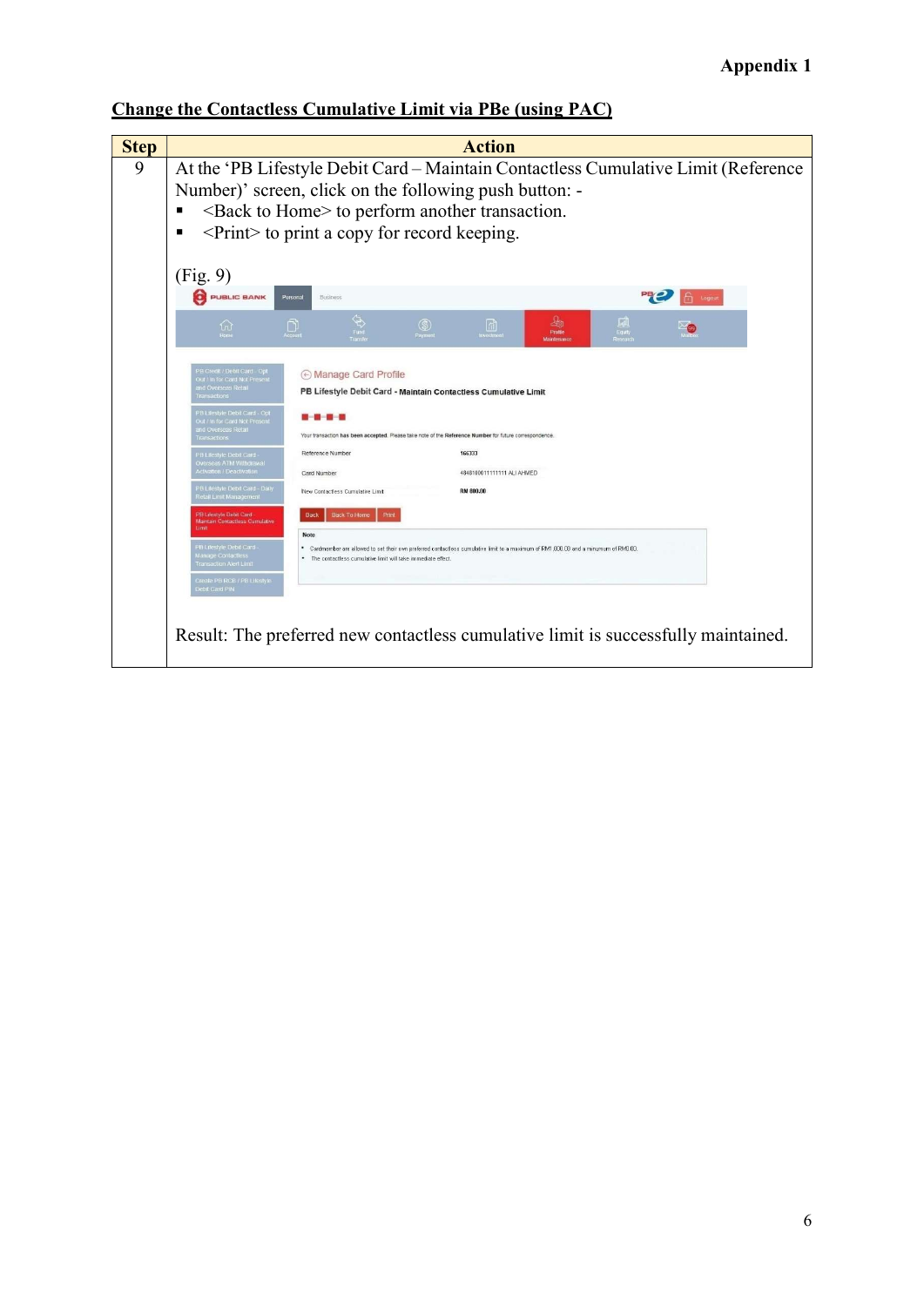Appendix 1

## Change the Contactless Cumulative Limit via PBe (using PAC)

| Step | Action |
|---|---|
| 9 | At the 'PB Lifestyle Debit Card – Maintain Contactless Cumulative Limit (Reference Number)' screen, click on the following push button: -<br>▪ <Back to Home> to perform another transaction.<br>▪ <Print> to print a copy for record keeping.<br><br>(Fig. 9)<br><br>Result: The preferred new contactless cumulative limit is successfully maintained. |